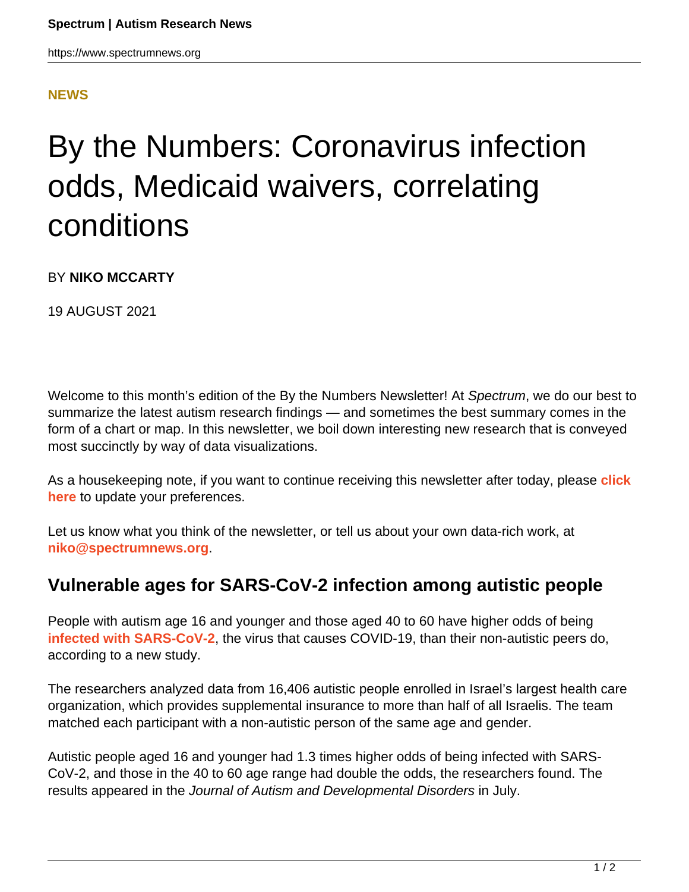NEWS

# By the Numbers: Coronavirus infection odds, Medicaid waivers, correlating conditions

BY **NIKO MCCARTY**

19 AUGUST 2021

Welcome to this month's edition of the By the Numbers Newsletter! At *Spectrum*, we do our best to summarize the latest autism research findings — and sometimes the best summary comes in the form of a chart or map. In this newsletter, we boil down interesting new research that is conveyed most succinctly by way of data visualizations.

As a housekeeping note, if you want to continue receiving this newsletter after today, please **click here** to update your preferences.

Let us know what you think of the newsletter, or tell us about your own data-rich work, at **niko@spectrumnews.org**.

## Vulnerable ages for SARS-CoV-2 infection among autistic people

People with autism age 16 and younger and those aged 40 to 60 have higher odds of being **infected with SARS-CoV-2**, the virus that causes COVID-19, than their non-autistic peers do, according to a new study.

The researchers analyzed data from 16,406 autistic people enrolled in Israel's largest health care organization, which provides supplemental insurance to more than half of all Israelis. The team matched each participant with a non-autistic person of the same age and gender.

Autistic people aged 16 and younger had 1.3 times higher odds of being infected with SARS-CoV-2, and those in the 40 to 60 age range had double the odds, the researchers found. The results appeared in the *Journal of Autism and Developmental Disorders* in July.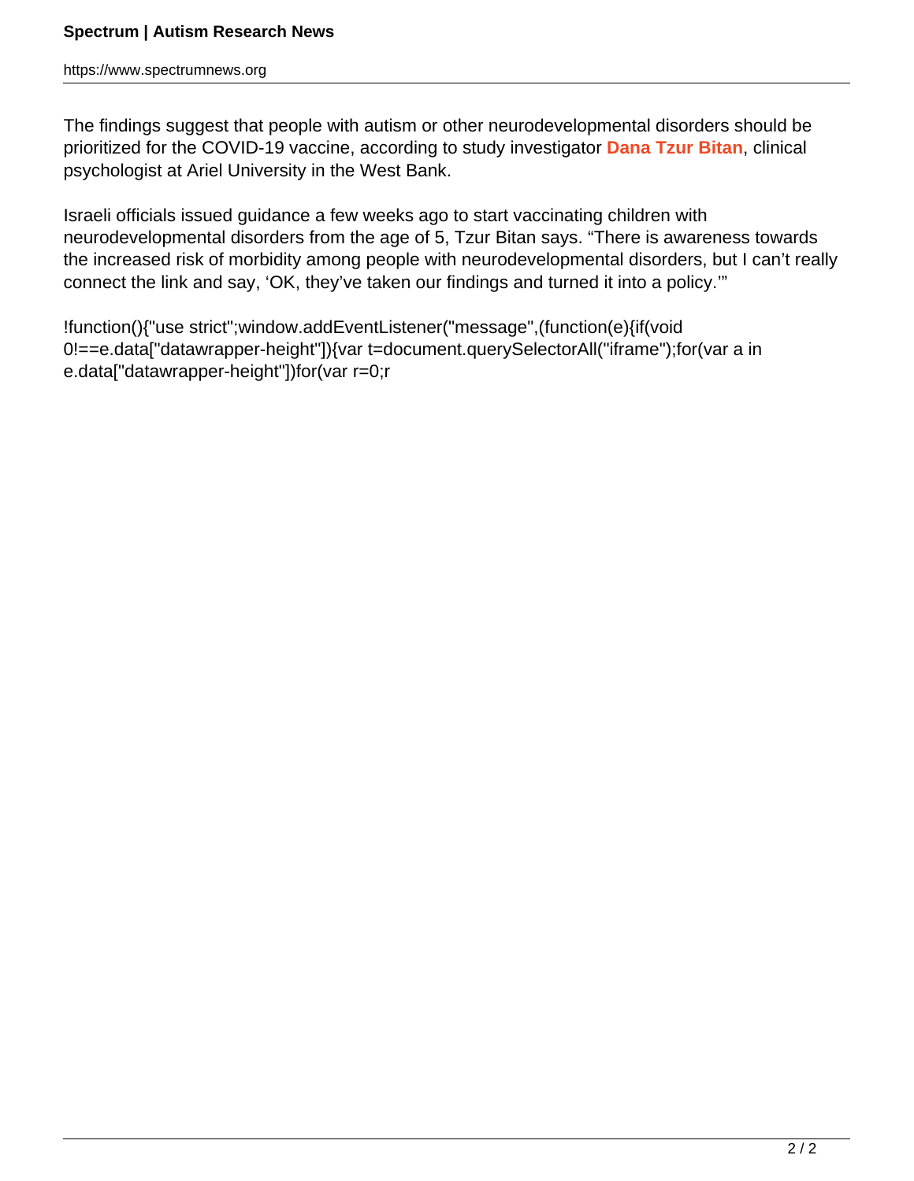The findings suggest that people with autism or other neurodevelopmental disorders should be prioritized for the COVID-19 vaccine, according to study investigator **Dana Tzur Bitan**, clinical psychologist at Ariel University in the West Bank.

Israeli officials issued guidance a few weeks ago to start vaccinating children with neurodevelopmental disorders from the age of 5, Tzur Bitan says. "There is awareness towards the increased risk of morbidity among people with neurodevelopmental disorders, but I can't really connect the link and say, 'OK, they've taken our findings and turned it into a policy.'"

```
!function(){"use strict";window.addEventListener("message",(function(e){if(void 0!==e.data["datawrapper-height"]){var t=document.querySelectorAll("iframe");for(var a in e.data["datawrapper-height"])for(var r=0;r
```